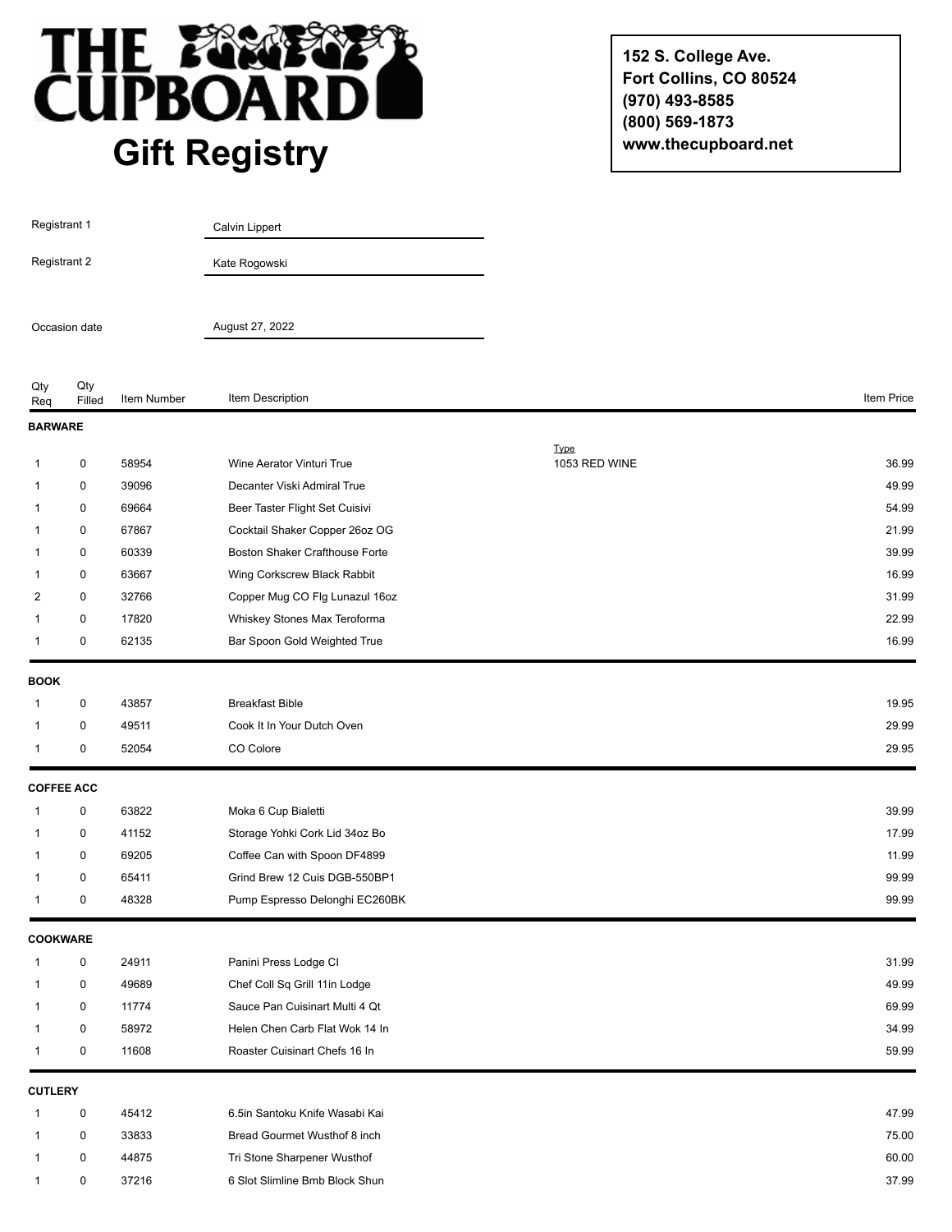# THE CUPBOARD

## Gift Registry

**152 S. College Ave.**
**Fort Collins, CO 80524**
**(970) 493-8585**
**(800) 569-1873**
**www.thecupboard.net**

Registrant 1: Calvin Lippert

Registrant 2: Kate Rogowski

Occasion date: August 27, 2022

| Qty Req | Qty Filled | Item Number | Item Description | Type | Item Price |
|---|---|---|---|---|---|
| **BARWARE** | | | | | |
| 1 | 0 | 58954 | Wine Aerator Vinturi True | 1053 RED WINE | 36.99 |
| 1 | 0 | 39096 | Decanter Viski Admiral True | | 49.99 |
| 1 | 0 | 69664 | Beer Taster Flight Set Cuisivi | | 54.99 |
| 1 | 0 | 67867 | Cocktail Shaker Copper 26oz OG | | 21.99 |
| 1 | 0 | 60339 | Boston Shaker Crafthouse Forte | | 39.99 |
| 1 | 0 | 63667 | Wing Corkscrew Black Rabbit | | 16.99 |
| 2 | 0 | 32766 | Copper Mug CO Flg Lunazul 16oz | | 31.99 |
| 1 | 0 | 17820 | Whiskey Stones Max Teroforma | | 22.99 |
| 1 | 0 | 62135 | Bar Spoon Gold Weighted True | | 16.99 |
| **BOOK** | | | | | |
| 1 | 0 | 43857 | Breakfast Bible | | 19.95 |
| 1 | 0 | 49511 | Cook It In Your Dutch Oven | | 29.99 |
| 1 | 0 | 52054 | CO Colore | | 29.95 |
| **COFFEE ACC** | | | | | |
| 1 | 0 | 63822 | Moka 6 Cup Bialetti | | 39.99 |
| 1 | 0 | 41152 | Storage Yohki Cork Lid 34oz Bo | | 17.99 |
| 1 | 0 | 69205 | Coffee Can with Spoon DF4899 | | 11.99 |
| 1 | 0 | 65411 | Grind Brew 12 Cuis DGB-550BP1 | | 99.99 |
| 1 | 0 | 48328 | Pump Espresso Delonghi EC260BK | | 99.99 |
| **COOKWARE** | | | | | |
| 1 | 0 | 24911 | Panini Press Lodge CI | | 31.99 |
| 1 | 0 | 49689 | Chef Coll Sq Grill 11in Lodge | | 49.99 |
| 1 | 0 | 11774 | Sauce Pan Cuisinart Multi 4 Qt | | 69.99 |
| 1 | 0 | 58972 | Helen Chen Carb Flat Wok 14 In | | 34.99 |
| 1 | 0 | 11608 | Roaster Cuisinart Chefs 16 In | | 59.99 |
| **CUTLERY** | | | | | |
| 1 | 0 | 45412 | 6.5in Santoku Knife Wasabi Kai | | 47.99 |
| 1 | 0 | 33833 | Bread Gourmet Wusthof 8 inch | | 75.00 |
| 1 | 0 | 44875 | Tri Stone Sharpener Wusthof | | 60.00 |
| 1 | 0 | 37216 | 6 Slot Slimline Bmb Block Shun | | 37.99 |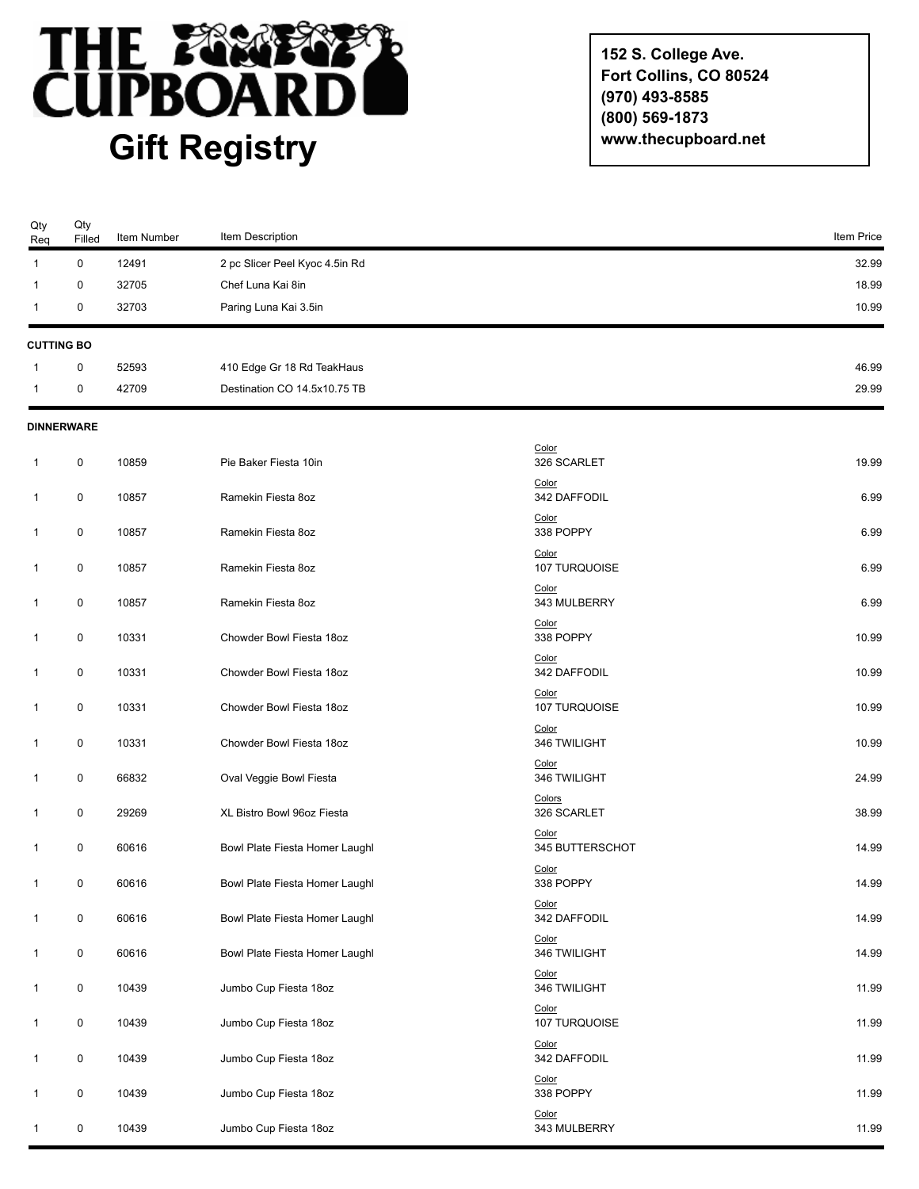# THE CUPBOARD

## Gift Registry

**152 S. College Ave.**
**Fort Collins, CO 80524**
**(970) 493-8585**
**(800) 569-1873**
**www.thecupboard.net**

| Qty Req | Qty Filled | Item Number | Item Description | Color | Item Price |
|---|---|---|---|---|---|
| 1 | 0 | 12491 | 2 pc Slicer Peel Kyoc 4.5in Rd | | 32.99 |
| 1 | 0 | 32705 | Chef Luna Kai 8in | | 18.99 |
| 1 | 0 | 32703 | Paring Luna Kai 3.5in | | 10.99 |
| **CUTTING BO** | | | | | |
| 1 | 0 | 52593 | 410 Edge Gr 18 Rd TeakHaus | | 46.99 |
| 1 | 0 | 42709 | Destination CO 14.5x10.75 TB | | 29.99 |
| **DINNERWARE** | | | | | |
| 1 | 0 | 10859 | Pie Baker Fiesta 10in | Color: 326 SCARLET | 19.99 |
| 1 | 0 | 10857 | Ramekin Fiesta 8oz | Color: 342 DAFFODIL | 6.99 |
| 1 | 0 | 10857 | Ramekin Fiesta 8oz | Color: 338 POPPY | 6.99 |
| 1 | 0 | 10857 | Ramekin Fiesta 8oz | Color: 107 TURQUOISE | 6.99 |
| 1 | 0 | 10857 | Ramekin Fiesta 8oz | Color: 343 MULBERRY | 6.99 |
| 1 | 0 | 10331 | Chowder Bowl Fiesta 18oz | Color: 338 POPPY | 10.99 |
| 1 | 0 | 10331 | Chowder Bowl Fiesta 18oz | Color: 342 DAFFODIL | 10.99 |
| 1 | 0 | 10331 | Chowder Bowl Fiesta 18oz | Color: 107 TURQUOISE | 10.99 |
| 1 | 0 | 10331 | Chowder Bowl Fiesta 18oz | Color: 346 TWILIGHT | 10.99 |
| 1 | 0 | 66832 | Oval Veggie Bowl Fiesta | Color: 346 TWILIGHT | 24.99 |
| 1 | 0 | 29269 | XL Bistro Bowl 96oz Fiesta | Colors: 326 SCARLET | 38.99 |
| 1 | 0 | 60616 | Bowl Plate Fiesta Homer Laughl | Color: 345 BUTTERSCHOT | 14.99 |
| 1 | 0 | 60616 | Bowl Plate Fiesta Homer Laughl | Color: 338 POPPY | 14.99 |
| 1 | 0 | 60616 | Bowl Plate Fiesta Homer Laughl | Color: 342 DAFFODIL | 14.99 |
| 1 | 0 | 60616 | Bowl Plate Fiesta Homer Laughl | Color: 346 TWILIGHT | 14.99 |
| 1 | 0 | 10439 | Jumbo Cup Fiesta 18oz | Color: 346 TWILIGHT | 11.99 |
| 1 | 0 | 10439 | Jumbo Cup Fiesta 18oz | Color: 107 TURQUOISE | 11.99 |
| 1 | 0 | 10439 | Jumbo Cup Fiesta 18oz | Color: 342 DAFFODIL | 11.99 |
| 1 | 0 | 10439 | Jumbo Cup Fiesta 18oz | Color: 338 POPPY | 11.99 |
| 1 | 0 | 10439 | Jumbo Cup Fiesta 18oz | Color: 343 MULBERRY | 11.99 |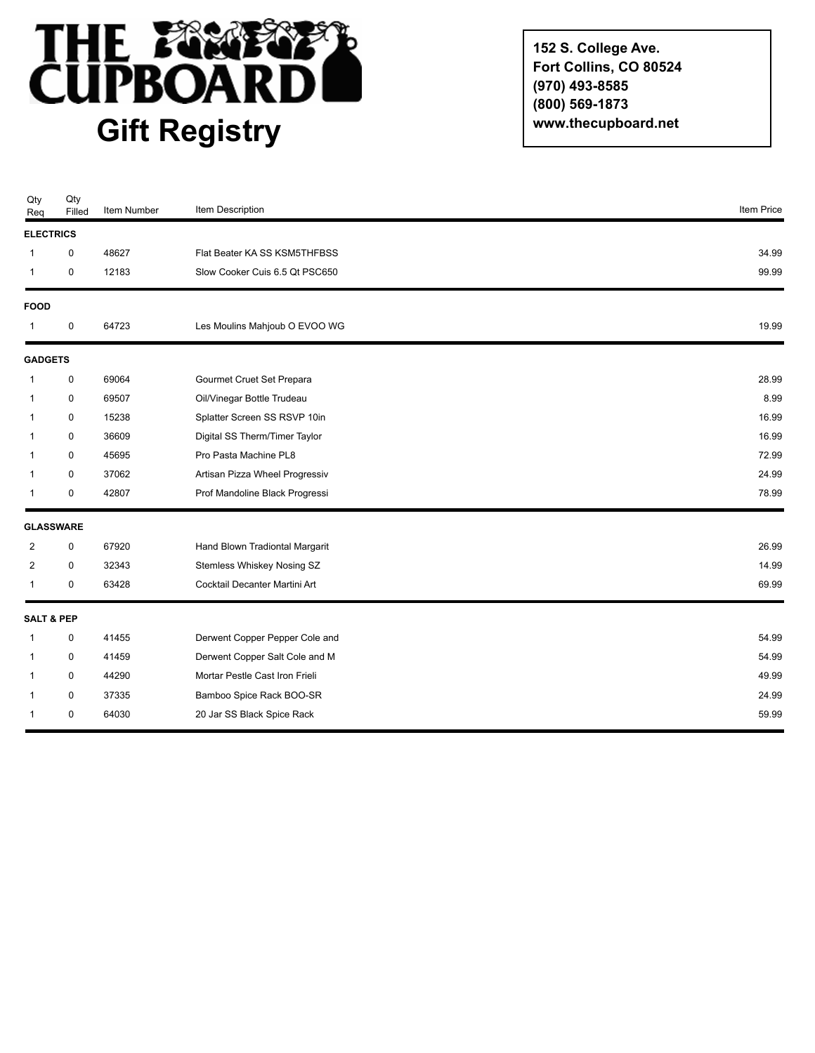# THE CUPBOARD

## Gift Registry

**152 S. College Ave.**
**Fort Collins, CO 80524**
**(970) 493-8585**
**(800) 569-1873**
**www.thecupboard.net**

| Qty Req | Qty Filled | Item Number | Item Description | Item Price |
|---|---|---|---|---|
| **ELECTRICS** | | | | |
| 1 | 0 | 48627 | Flat Beater KA SS KSM5THFBSS | 34.99 |
| 1 | 0 | 12183 | Slow Cooker Cuis 6.5 Qt PSC650 | 99.99 |
| **FOOD** | | | | |
| 1 | 0 | 64723 | Les Moulins Mahjoub O EVOO WG | 19.99 |
| **GADGETS** | | | | |
| 1 | 0 | 69064 | Gourmet Cruet Set Prepara | 28.99 |
| 1 | 0 | 69507 | Oil/Vinegar Bottle Trudeau | 8.99 |
| 1 | 0 | 15238 | Splatter Screen SS RSVP 10in | 16.99 |
| 1 | 0 | 36609 | Digital SS Therm/Timer Taylor | 16.99 |
| 1 | 0 | 45695 | Pro Pasta Machine PL8 | 72.99 |
| 1 | 0 | 37062 | Artisan Pizza Wheel Progressiv | 24.99 |
| 1 | 0 | 42807 | Prof Mandoline Black Progressi | 78.99 |
| **GLASSWARE** | | | | |
| 2 | 0 | 67920 | Hand Blown Tradiontal Margarit | 26.99 |
| 2 | 0 | 32343 | Stemless Whiskey Nosing SZ | 14.99 |
| 1 | 0 | 63428 | Cocktail Decanter Martini Art | 69.99 |
| **SALT & PEP** | | | | |
| 1 | 0 | 41455 | Derwent Copper Pepper Cole and | 54.99 |
| 1 | 0 | 41459 | Derwent Copper Salt Cole and M | 54.99 |
| 1 | 0 | 44290 | Mortar Pestle Cast Iron Frieli | 49.99 |
| 1 | 0 | 37335 | Bamboo Spice Rack BOO-SR | 24.99 |
| 1 | 0 | 64030 | 20 Jar SS Black Spice Rack | 59.99 |